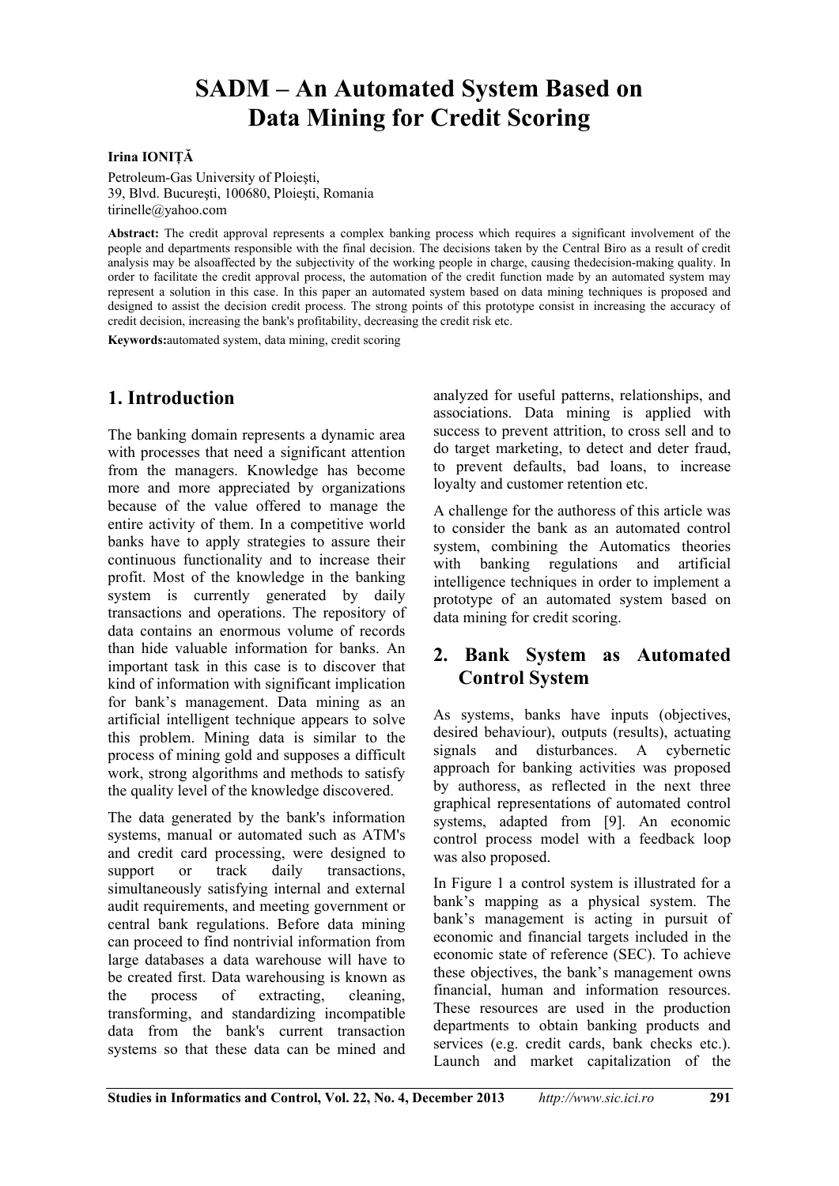# SADM – An Automated System Based on Data Mining for Credit Scoring

**Irina IONIȚĂ**

Petroleum-Gas University of Ploieşti,
39, Blvd. Bucureşti, 100680, Ploieşti, Romania
tirinelle@yahoo.com

**Abstract:** The credit approval represents a complex banking process which requires a significant involvement of the people and departments responsible with the final decision. The decisions taken by the Central Biro as a result of credit analysis may be alsoaffected by the subjectivity of the working people in charge, causing thedecision-making quality. In order to facilitate the credit approval process, the automation of the credit function made by an automated system may represent a solution in this case. In this paper an automated system based on data mining techniques is proposed and designed to assist the decision credit process. The strong points of this prototype consist in increasing the accuracy of credit decision, increasing the bank's profitability, decreasing the credit risk etc.

**Keywords:**automated system, data mining, credit scoring

## 1. Introduction

The banking domain represents a dynamic area with processes that need a significant attention from the managers. Knowledge has become more and more appreciated by organizations because of the value offered to manage the entire activity of them. In a competitive world banks have to apply strategies to assure their continuous functionality and to increase their profit. Most of the knowledge in the banking system is currently generated by daily transactions and operations. The repository of data contains an enormous volume of records than hide valuable information for banks. An important task in this case is to discover that kind of information with significant implication for bank's management. Data mining as an artificial intelligent technique appears to solve this problem. Mining data is similar to the process of mining gold and supposes a difficult work, strong algorithms and methods to satisfy the quality level of the knowledge discovered.

The data generated by the bank's information systems, manual or automated such as ATM's and credit card processing, were designed to support or track daily transactions, simultaneously satisfying internal and external audit requirements, and meeting government or central bank regulations. Before data mining can proceed to find nontrivial information from large databases a data warehouse will have to be created first. Data warehousing is known as the process of extracting, cleaning, transforming, and standardizing incompatible data from the bank's current transaction systems so that these data can be mined and analyzed for useful patterns, relationships, and associations. Data mining is applied with success to prevent attrition, to cross sell and to do target marketing, to detect and deter fraud, to prevent defaults, bad loans, to increase loyalty and customer retention etc.

A challenge for the authoress of this article was to consider the bank as an automated control system, combining the Automatics theories with banking regulations and artificial intelligence techniques in order to implement a prototype of an automated system based on data mining for credit scoring.

## 2. Bank System as Automated Control System

As systems, banks have inputs (objectives, desired behaviour), outputs (results), actuating signals and disturbances. A cybernetic approach for banking activities was proposed by authoress, as reflected in the next three graphical representations of automated control systems, adapted from [9]. An economic control process model with a feedback loop was also proposed.

In Figure 1 a control system is illustrated for a bank's mapping as a physical system. The bank's management is acting in pursuit of economic and financial targets included in the economic state of reference (SEC). To achieve these objectives, the bank's management owns financial, human and information resources. These resources are used in the production departments to obtain banking products and services (e.g. credit cards, bank checks etc.). Launch and market capitalization of the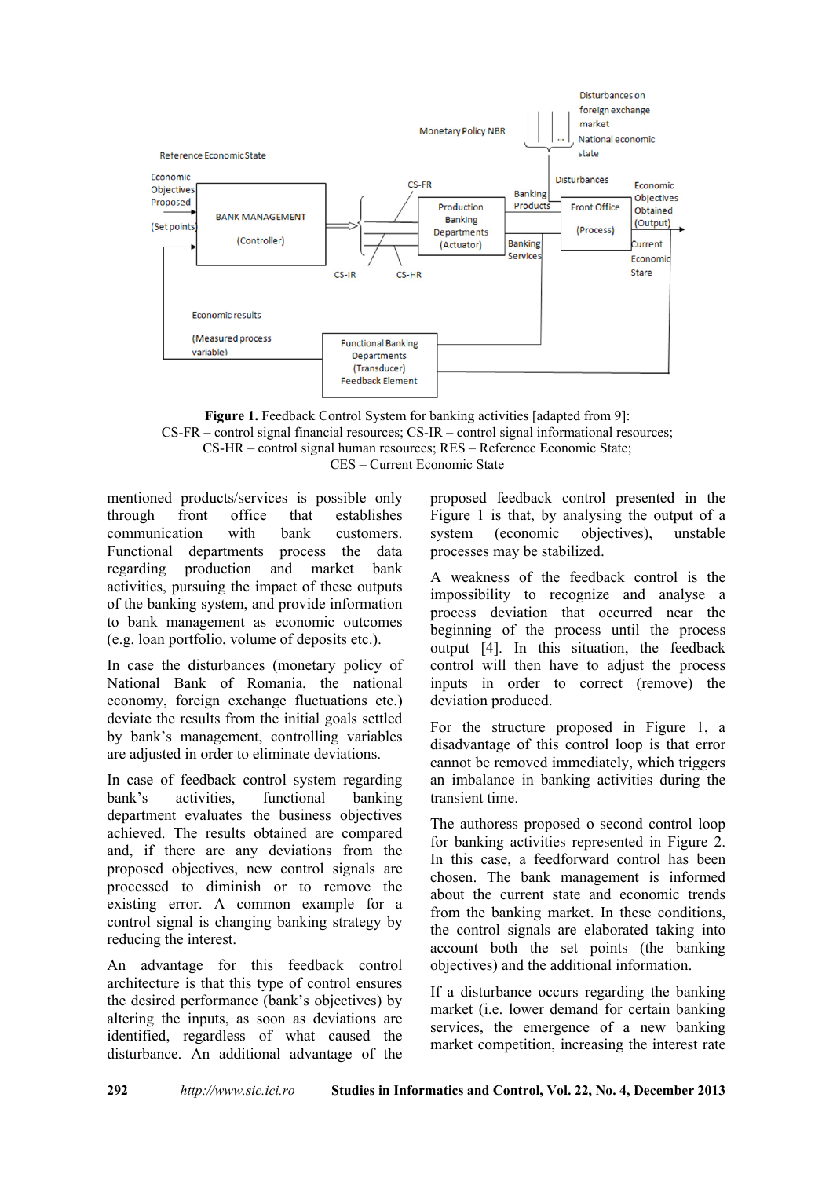**Figure 1.** Feedback Control System for banking activities [adapted from 9]:
CS-FR – control signal financial resources; CS-IR – control signal informational resources;
CS-HR – control signal human resources; RES – Reference Economic State;
CES – Current Economic State

mentioned products/services is possible only through front office that establishes communication with bank customers. Functional departments process the data regarding production and market bank activities, pursuing the impact of these outputs of the banking system, and provide information to bank management as economic outcomes (e.g. loan portfolio, volume of deposits etc.).

In case the disturbances (monetary policy of National Bank of Romania, the national economy, foreign exchange fluctuations etc.) deviate the results from the initial goals settled by bank's management, controlling variables are adjusted in order to eliminate deviations.

In case of feedback control system regarding bank's activities, functional banking department evaluates the business objectives achieved. The results obtained are compared and, if there are any deviations from the proposed objectives, new control signals are processed to diminish or to remove the existing error. A common example for a control signal is changing banking strategy by reducing the interest.

An advantage for this feedback control architecture is that this type of control ensures the desired performance (bank's objectives) by altering the inputs, as soon as deviations are identified, regardless of what caused the disturbance. An additional advantage of the proposed feedback control presented in the Figure 1 is that, by analysing the output of a system (economic objectives), unstable processes may be stabilized.

A weakness of the feedback control is the impossibility to recognize and analyse a process deviation that occurred near the beginning of the process until the process output [4]. In this situation, the feedback control will then have to adjust the process inputs in order to correct (remove) the deviation produced.

For the structure proposed in Figure 1, a disadvantage of this control loop is that error cannot be removed immediately, which triggers an imbalance in banking activities during the transient time.

The authoress proposed o second control loop for banking activities represented in Figure 2. In this case, a feedforward control has been chosen. The bank management is informed about the current state and economic trends from the banking market. In these conditions, the control signals are elaborated taking into account both the set points (the banking objectives) and the additional information.

If a disturbance occurs regarding the banking market (i.e. lower demand for certain banking services, the emergence of a new banking market competition, increasing the interest rate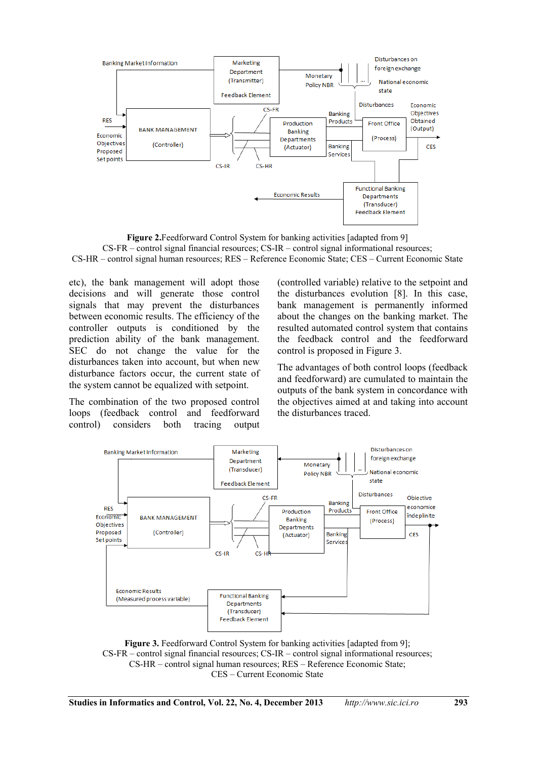**Figure 2.** Feedforward Control System for banking activities [adapted from 9]
CS-FR – control signal financial resources; CS-IR – control signal informational resources;
CS-HR – control signal human resources; RES – Reference Economic State; CES – Current Economic State

etc), the bank management will adopt those decisions and will generate those control signals that may prevent the disturbances between economic results. The efficiency of the controller outputs is conditioned by the prediction ability of the bank management. SEC do not change the value for the disturbances taken into account, but when new disturbance factors occur, the current state of the system cannot be equalized with setpoint.

The combination of the two proposed control loops (feedback control and feedforward control) considers both tracing output (controlled variable) relative to the setpoint and the disturbances evolution [8]. In this case, bank management is permanently informed about the changes on the banking market. The resulted automated control system that contains the feedback control and the feedforward control is proposed in Figure 3.

The advantages of both control loops (feedback and feedforward) are cumulated to maintain the outputs of the bank system in concordance with the objectives aimed at and taking into account the disturbances traced.

**Figure 3.** Feedforward Control System for banking activities [adapted from 9];
CS-FR – control signal financial resources; CS-IR – control signal informational resources;
CS-HR – control signal human resources; RES – Reference Economic State;
CES – Current Economic State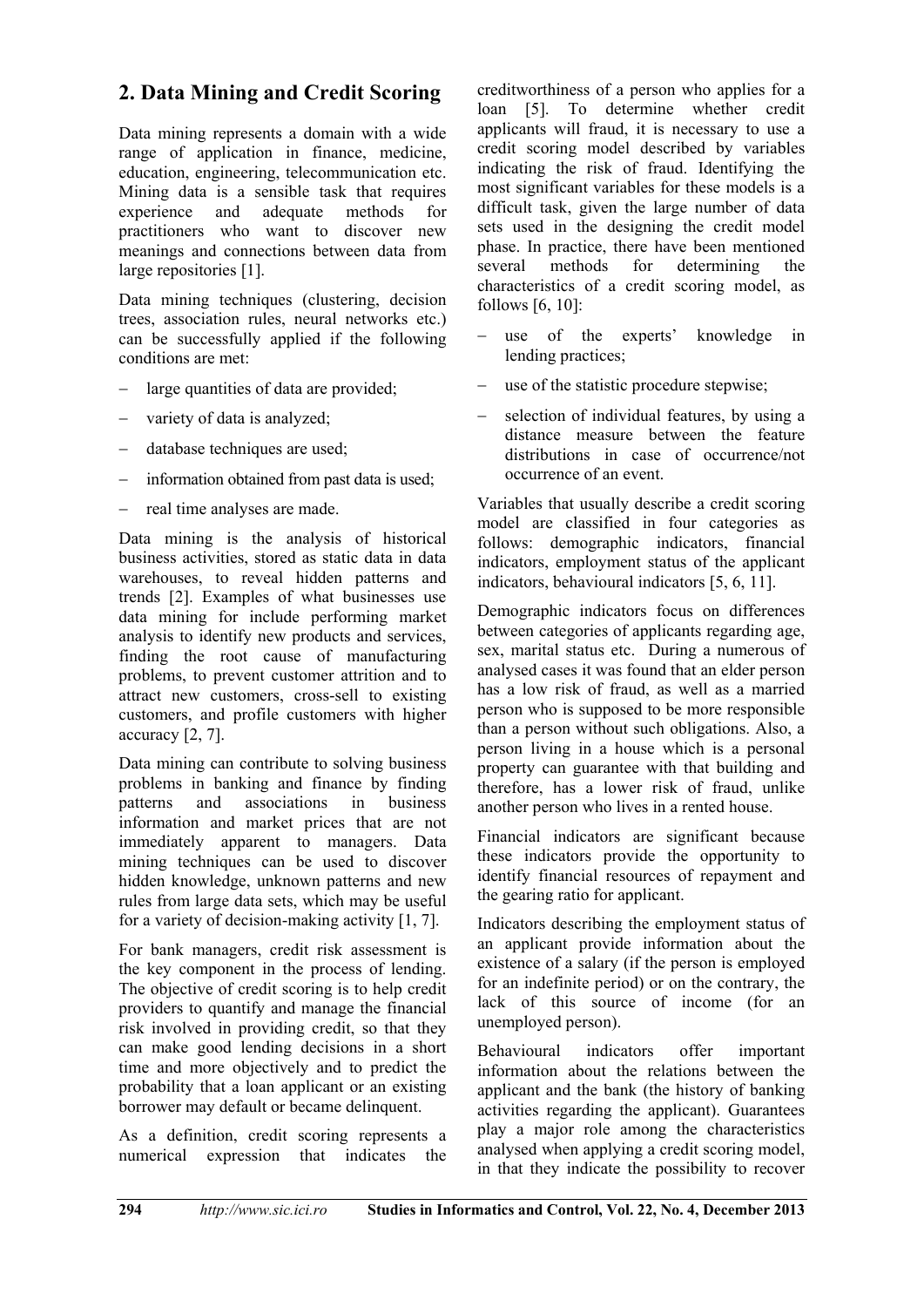## 2. Data Mining and Credit Scoring

Data mining represents a domain with a wide range of application in finance, medicine, education, engineering, telecommunication etc. Mining data is a sensible task that requires experience and adequate methods for practitioners who want to discover new meanings and connections between data from large repositories [1].

Data mining techniques (clustering, decision trees, association rules, neural networks etc.) can be successfully applied if the following conditions are met:

- large quantities of data are provided;
- variety of data is analyzed;
- database techniques are used;
- information obtained from past data is used;
- real time analyses are made.

Data mining is the analysis of historical business activities, stored as static data in data warehouses, to reveal hidden patterns and trends [2]. Examples of what businesses use data mining for include performing market analysis to identify new products and services, finding the root cause of manufacturing problems, to prevent customer attrition and to attract new customers, cross-sell to existing customers, and profile customers with higher accuracy [2, 7].

Data mining can contribute to solving business problems in banking and finance by finding patterns and associations in business information and market prices that are not immediately apparent to managers. Data mining techniques can be used to discover hidden knowledge, unknown patterns and new rules from large data sets, which may be useful for a variety of decision-making activity [1, 7].

For bank managers, credit risk assessment is the key component in the process of lending. The objective of credit scoring is to help credit providers to quantify and manage the financial risk involved in providing credit, so that they can make good lending decisions in a short time and more objectively and to predict the probability that a loan applicant or an existing borrower may default or became delinquent.

As a definition, credit scoring represents a numerical expression that indicates the creditworthiness of a person who applies for a loan [5]. To determine whether credit applicants will fraud, it is necessary to use a credit scoring model described by variables indicating the risk of fraud. Identifying the most significant variables for these models is a difficult task, given the large number of data sets used in the designing the credit model phase. In practice, there have been mentioned several methods for determining the characteristics of a credit scoring model, as follows [6, 10]:

- use of the experts' knowledge in lending practices;
- use of the statistic procedure stepwise;
- selection of individual features, by using a distance measure between the feature distributions in case of occurrence/not occurrence of an event.

Variables that usually describe a credit scoring model are classified in four categories as follows: demographic indicators, financial indicators, employment status of the applicant indicators, behavioural indicators [5, 6, 11].

Demographic indicators focus on differences between categories of applicants regarding age, sex, marital status etc. During a numerous of analysed cases it was found that an elder person has a low risk of fraud, as well as a married person who is supposed to be more responsible than a person without such obligations. Also, a person living in a house which is a personal property can guarantee with that building and therefore, has a lower risk of fraud, unlike another person who lives in a rented house.

Financial indicators are significant because these indicators provide the opportunity to identify financial resources of repayment and the gearing ratio for applicant.

Indicators describing the employment status of an applicant provide information about the existence of a salary (if the person is employed for an indefinite period) or on the contrary, the lack of this source of income (for an unemployed person).

Behavioural indicators offer important information about the relations between the applicant and the bank (the history of banking activities regarding the applicant). Guarantees play a major role among the characteristics analysed when applying a credit scoring model, in that they indicate the possibility to recover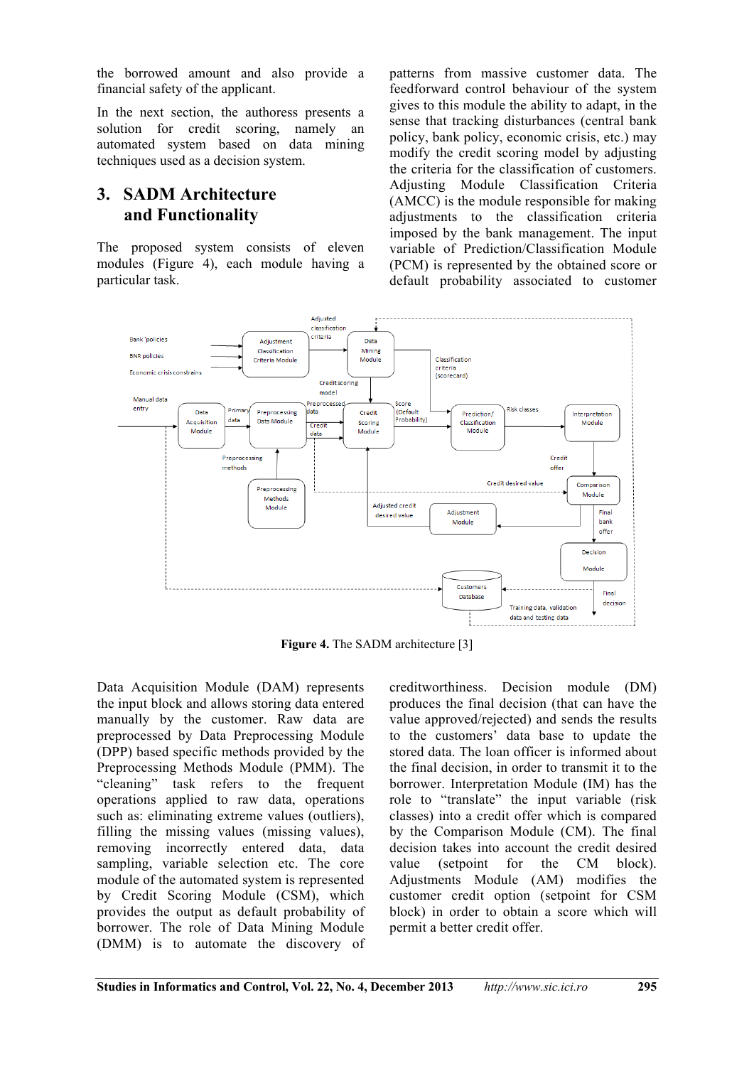the borrowed amount and also provide a financial safety of the applicant.

In the next section, the authoress presents a solution for credit scoring, namely an automated system based on data mining techniques used as a decision system.

## 3. SADM Architecture and Functionality

The proposed system consists of eleven modules (Figure 4), each module having a particular task.

patterns from massive customer data. The feedforward control behaviour of the system gives to this module the ability to adapt, in the sense that tracking disturbances (central bank policy, bank policy, economic crisis, etc.) may modify the credit scoring model by adjusting the criteria for the classification of customers. Adjusting Module Classification Criteria (AMCC) is the module responsible for making adjustments to the classification criteria imposed by the bank management. The input variable of Prediction/Classification Module (PCM) is represented by the obtained score or default probability associated to customer

**Figure 4.** The SADM architecture [3]

Data Acquisition Module (DAM) represents the input block and allows storing data entered manually by the customer. Raw data are preprocessed by Data Preprocessing Module (DPP) based specific methods provided by the Preprocessing Methods Module (PMM). The "cleaning" task refers to the frequent operations applied to raw data, operations such as: eliminating extreme values (outliers), filling the missing values (missing values), removing incorrectly entered data, data sampling, variable selection etc. The core module of the automated system is represented by Credit Scoring Module (CSM), which provides the output as default probability of borrower. The role of Data Mining Module (DMM) is to automate the discovery of creditworthiness. Decision module (DM) produces the final decision (that can have the value approved/rejected) and sends the results to the customers' data base to update the stored data. The loan officer is informed about the final decision, in order to transmit it to the borrower. Interpretation Module (IM) has the role to "translate" the input variable (risk classes) into a credit offer which is compared by the Comparison Module (CM). The final decision takes into account the credit desired value (setpoint for the CM block). Adjustments Module (AM) modifies the customer credit option (setpoint for CSM block) in order to obtain a score which will permit a better credit offer.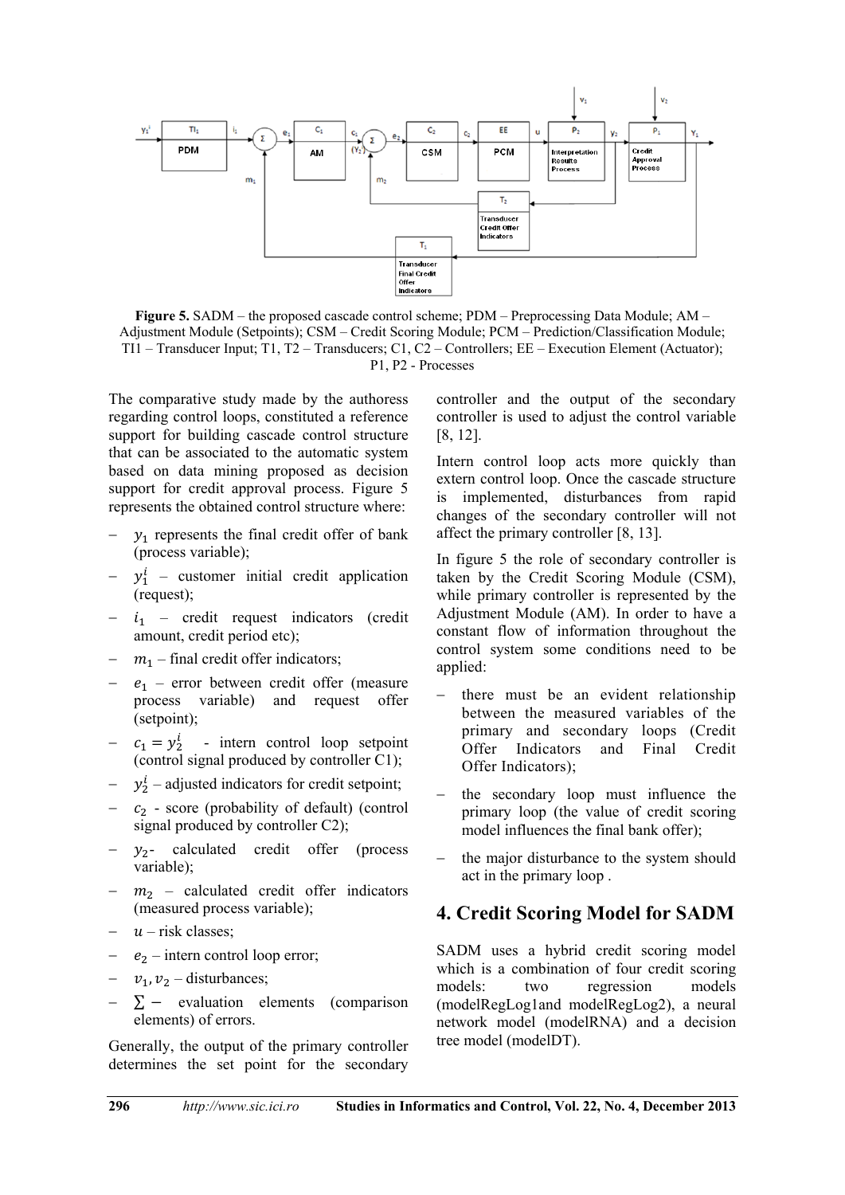**Figure 5.** SADM – the proposed cascade control scheme; PDM – Preprocessing Data Module; AM – Adjustment Module (Setpoints); CSM – Credit Scoring Module; PCM – Prediction/Classification Module; TI1 – Transducer Input; T1, T2 – Transducers; C1, C2 – Controllers; EE – Execution Element (Actuator); P1, P2 - Processes

The comparative study made by the authoress regarding control loops, constituted a reference support for building cascade control structure that can be associated to the automatic system based on data mining proposed as decision support for credit approval process. Figure 5 represents the obtained control structure where:

- $y_1$ represents the final credit offer of bank (process variable);
- $y_1^i$ – customer initial credit application (request);
- $i_1$ – credit request indicators (credit amount, credit period etc);
- $m_1$ – final credit offer indicators;
- $e_1$ – error between credit offer (measure process variable) and request offer (setpoint);
- $c_1 = y_2^i$ - intern control loop setpoint (control signal produced by controller C1);
- $y_2^i$ – adjusted indicators for credit setpoint;
- $c_2$ - score (probability of default) (control signal produced by controller C2);
- $y_2$- calculated credit offer (process variable);
- $m_2$ – calculated credit offer indicators (measured process variable);
- $u$ – risk classes;
- $e_2$ – intern control loop error;
- $v_1, v_2$ – disturbances;
- $\sum -$ evaluation elements (comparison elements) of errors.

Generally, the output of the primary controller determines the set point for the secondary controller and the output of the secondary controller is used to adjust the control variable [8, 12].

Intern control loop acts more quickly than extern control loop. Once the cascade structure is implemented, disturbances from rapid changes of the secondary controller will not affect the primary controller [8, 13].

In figure 5 the role of secondary controller is taken by the Credit Scoring Module (CSM), while primary controller is represented by the Adjustment Module (AM). In order to have a constant flow of information throughout the control system some conditions need to be applied:

- there must be an evident relationship between the measured variables of the primary and secondary loops (Credit Offer Indicators and Final Credit Offer Indicators);
- the secondary loop must influence the primary loop (the value of credit scoring model influences the final bank offer);
- the major disturbance to the system should act in the primary loop .

# 4. Credit Scoring Model for SADM

SADM uses a hybrid credit scoring model which is a combination of four credit scoring models: two regression models (modelRegLog1and modelRegLog2), a neural network model (modelRNA) and a decision tree model (modelDT).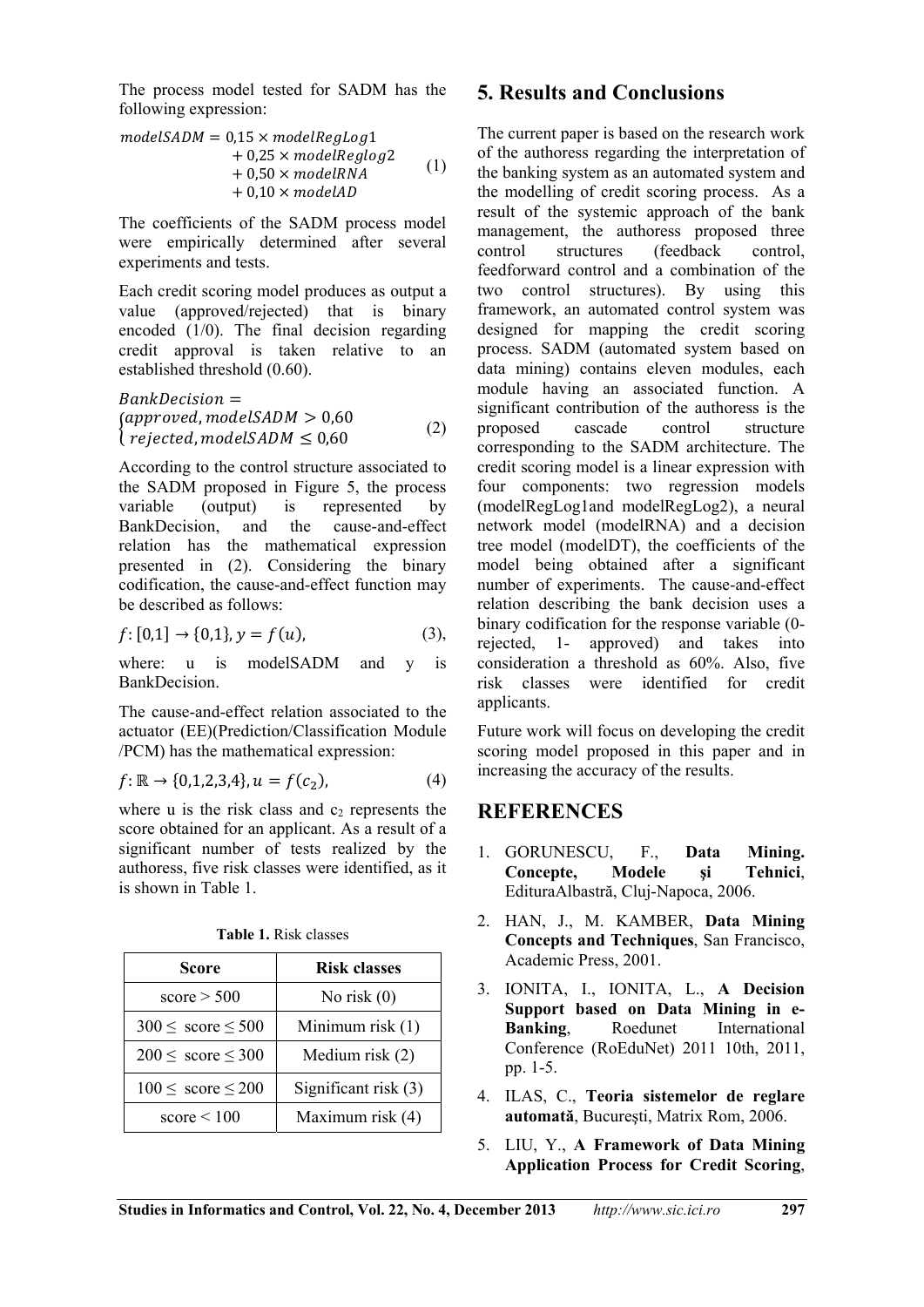The process model tested for SADM has the following expression:

$$modelSADM = 0{,}15 \times modelRegLog1 + 0{,}25 \times modelReglog2 + 0{,}50 \times modelRNA + 0{,}10 \times modelAD \quad (1)$$

The coefficients of the SADM process model were empirically determined after several experiments and tests.

Each credit scoring model produces as output a value (approved/rejected) that is binary encoded (1/0). The final decision regarding credit approval is taken relative to an established threshold (0.60).

$$BankDecision = \begin{cases} approved, modelSADM > 0{,}60 \\ rejected, modelSADM \leq 0{,}60 \end{cases} \quad (2)$$

According to the control structure associated to the SADM proposed in Figure 5, the process variable (output) is represented by BankDecision, and the cause-and-effect relation has the mathematical expression presented in (2). Considering the binary codification, the cause-and-effect function may be described as follows:

$$f: [0,1] \rightarrow \{0,1\}, y = f(u), \quad (3),$$

where: u is modelSADM and y is BankDecision.

The cause-and-effect relation associated to the actuator (EE)(Prediction/Classification Module /PCM) has the mathematical expression:

$$f: \mathbb{R} \rightarrow \{0,1,2,3,4\}, u = f(c_2), \quad (4)$$

where u is the risk class and $c_2$ represents the score obtained for an applicant. As a result of a significant number of tests realized by the authoress, five risk classes were identified, as it is shown in Table 1.

**Table 1.** Risk classes

| Score | Risk classes |
|---|---|
| score > 500 | No risk (0) |
| 300 ≤ score ≤ 500 | Minimum risk (1) |
| 200 ≤ score ≤ 300 | Medium risk (2) |
| 100 ≤ score ≤ 200 | Significant risk (3) |
| score < 100 | Maximum risk (4) |

## 5. Results and Conclusions

The current paper is based on the research work of the authoress regarding the interpretation of the banking system as an automated system and the modelling of credit scoring process. As a result of the systemic approach of the bank management, the authoress proposed three control structures (feedback control, feedforward control and a combination of the two control structures). By using this framework, an automated control system was designed for mapping the credit scoring process. SADM (automated system based on data mining) contains eleven modules, each module having an associated function. A significant contribution of the authoress is the proposed cascade control structure corresponding to the SADM architecture. The credit scoring model is a linear expression with four components: two regression models (modelRegLog1and modelRegLog2), a neural network model (modelRNA) and a decision tree model (modelDT), the coefficients of the model being obtained after a significant number of experiments. The cause-and-effect relation describing the bank decision uses a binary codification for the response variable (0- rejected, 1- approved) and takes into consideration a threshold as 60%. Also, five risk classes were identified for credit applicants.

Future work will focus on developing the credit scoring model proposed in this paper and in increasing the accuracy of the results.

## REFERENCES

1. GORUNESCU, F., **Data Mining. Concepte, Modele şi Tehnici**, EdituraAlbastră, Cluj-Napoca, 2006.
2. HAN, J., M. KAMBER, **Data Mining Concepts and Techniques**, San Francisco, Academic Press, 2001.
3. IONITA, I., IONITA, L., **A Decision Support based on Data Mining in e-Banking**, Roedunet International Conference (RoEduNet) 2011 10th, 2011, pp. 1-5.
4. ILAS, C., **Teoria sistemelor de reglare automată**, Bucureşti, Matrix Rom, 2006.
5. LIU, Y., **A Framework of Data Mining Application Process for Credit Scoring**,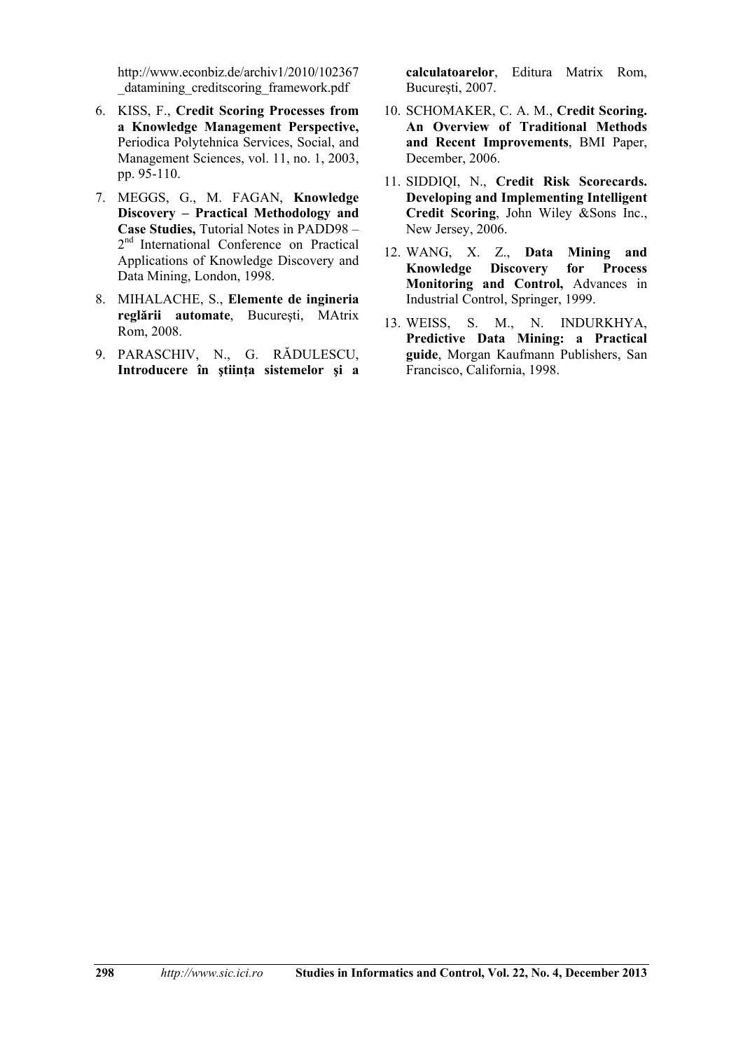http://www.econbiz.de/archiv1/2010/102367_datamining_creditscoring_framework.pdf

6. KISS, F., **Credit Scoring Processes from a Knowledge Management Perspective,** Periodica Polytehnica Services, Social, and Management Sciences, vol. 11, no. 1, 2003, pp. 95-110.
7. MEGGS, G., M. FAGAN, **Knowledge Discovery – Practical Methodology and Case Studies,** Tutorial Notes in PADD98 – 2nd International Conference on Practical Applications of Knowledge Discovery and Data Mining, London, 1998.
8. MIHALACHE, S., **Elemente de ingineria reglării automate**, Bucureşti, MAtrix Rom, 2008.
9. PARASCHIV, N., G. RĂDULESCU, **Introducere în ştiința sistemelor şi a calculatoarelor**, Editura Matrix Rom, Bucureşti, 2007.
10. SCHOMAKER, C. A. M., **Credit Scoring. An Overview of Traditional Methods and Recent Improvements**, BMI Paper, December, 2006.
11. SIDDIQI, N., **Credit Risk Scorecards. Developing and Implementing Intelligent Credit Scoring**, John Wiley &Sons Inc., New Jersey, 2006.
12. WANG, X. Z., **Data Mining and Knowledge Discovery for Process Monitoring and Control,** Advances in Industrial Control, Springer, 1999.
13. WEISS, S. M., N. INDURKHYA, **Predictive Data Mining: a Practical guide**, Morgan Kaufmann Publishers, San Francisco, California, 1998.